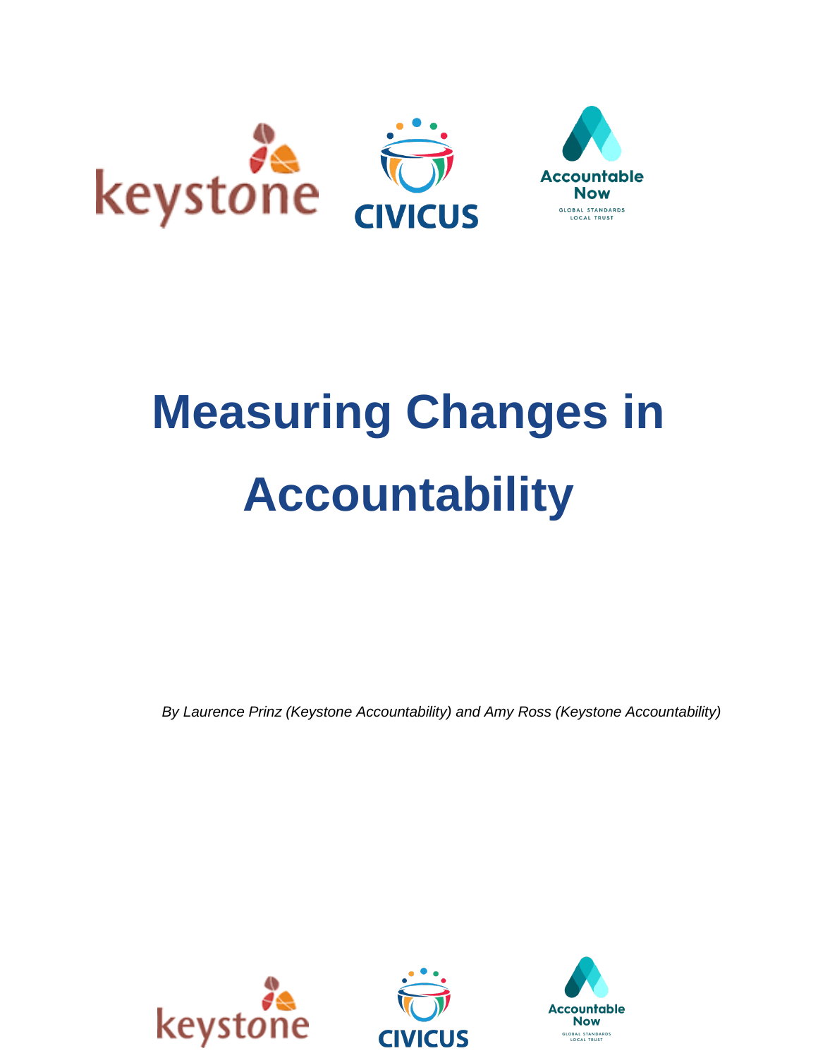# Measuring Changes in Accountability

*By Laurence Prinz (Keystone Accountability) and Amy Ross (Keystone Accountability)*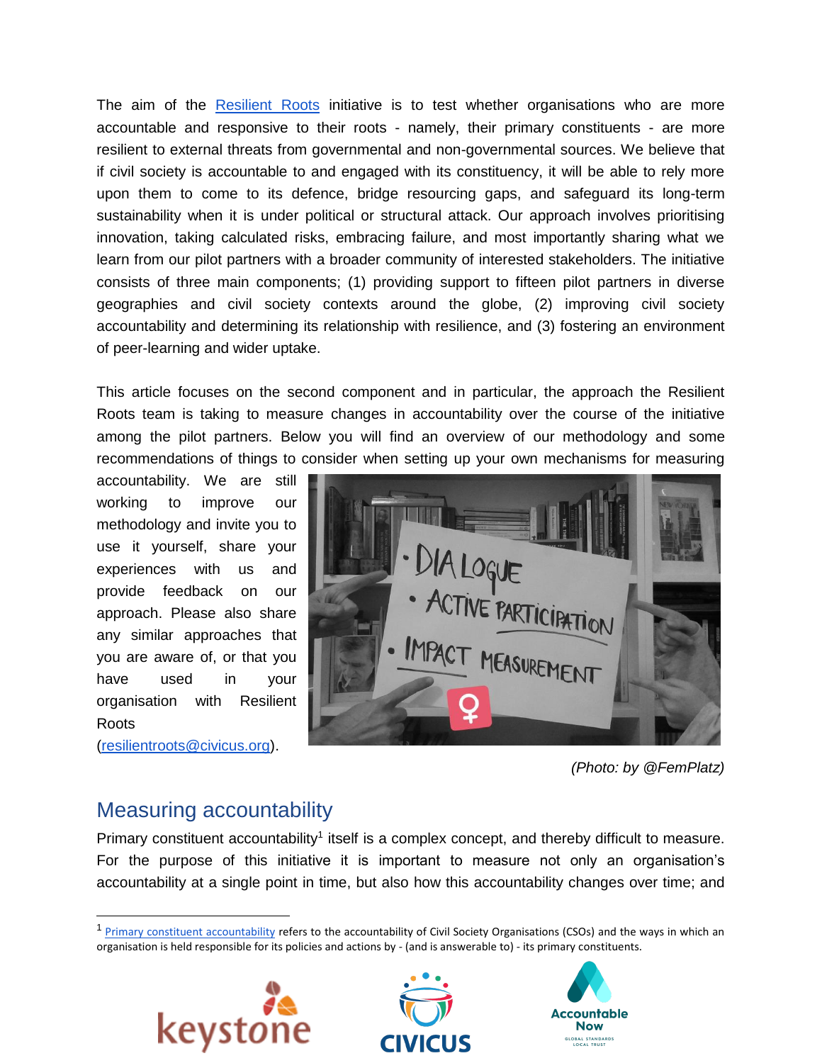The aim of the [Resilient Roots](#) initiative is to test whether organisations who are more accountable and responsive to their roots - namely, their primary constituents - are more resilient to external threats from governmental and non-governmental sources. We believe that if civil society is accountable to and engaged with its constituency, it will be able to rely more upon them to come to its defence, bridge resourcing gaps, and safeguard its long-term sustainability when it is under political or structural attack. Our approach involves prioritising innovation, taking calculated risks, embracing failure, and most importantly sharing what we learn from our pilot partners with a broader community of interested stakeholders. The initiative consists of three main components; (1) providing support to fifteen pilot partners in diverse geographies and civil society contexts around the globe, (2) improving civil society accountability and determining its relationship with resilience, and (3) fostering an environment of peer-learning and wider uptake.

This article focuses on the second component and in particular, the approach the Resilient Roots team is taking to measure changes in accountability over the course of the initiative among the pilot partners. Below you will find an overview of our methodology and some recommendations of things to consider when setting up your own mechanisms for measuring accountability. We are still working to improve our methodology and invite you to use it yourself, share your experiences with us and provide feedback on our approach. Please also share any similar approaches that you are aware of, or that you have used in your organisation with Resilient Roots (resilientroots@civicus.org).

*(Photo: by @FemPlatz)*

## Measuring accountability

Primary constituent accountability[1] itself is a complex concept, and thereby difficult to measure. For the purpose of this initiative it is important to measure not only an organisation's accountability at a single point in time, but also how this accountability changes over time; and

[1] [Primary constituent accountability](#) refers to the accountability of Civil Society Organisations (CSOs) and the ways in which an organisation is held responsible for its policies and actions by - (and is answerable to) - its primary constituents.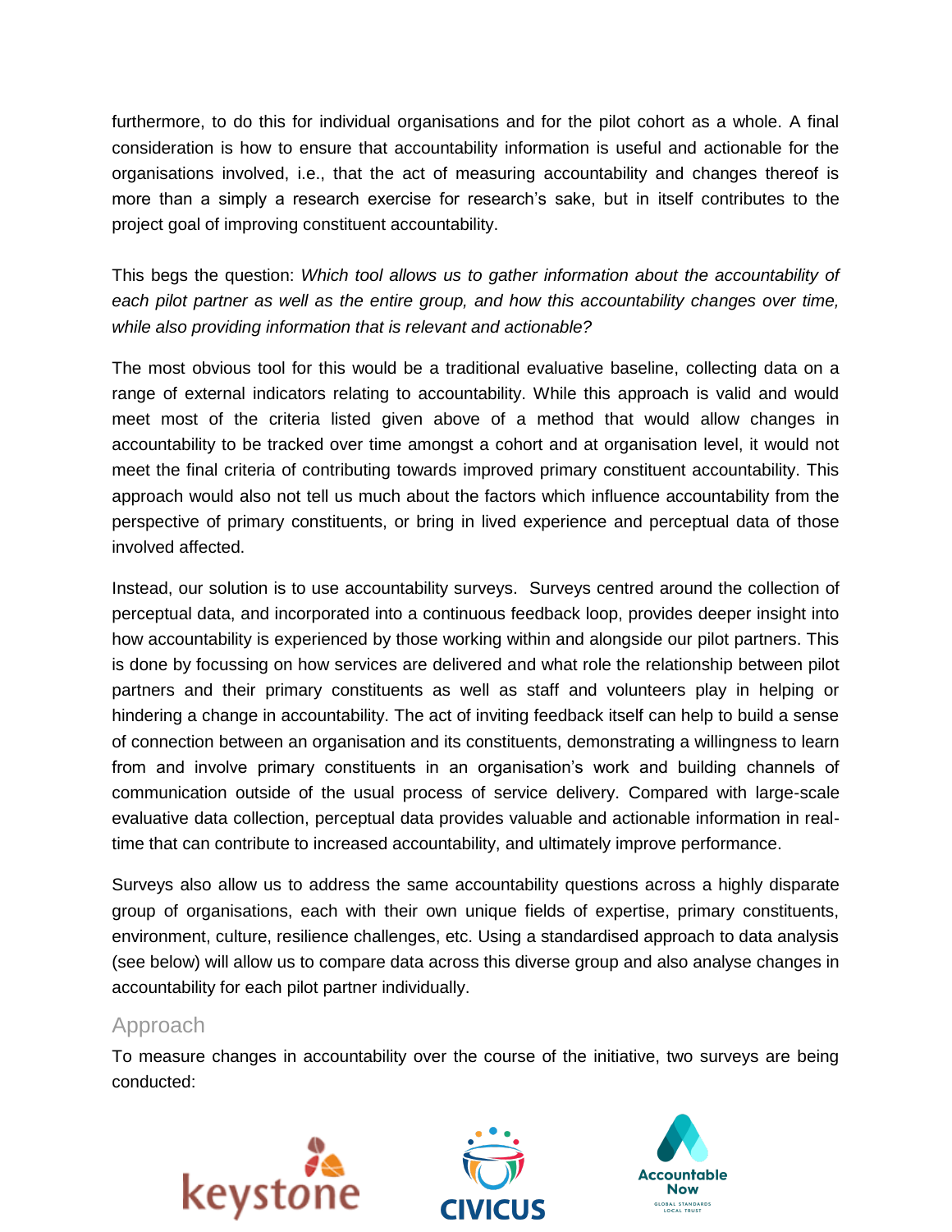furthermore, to do this for individual organisations and for the pilot cohort as a whole. A final consideration is how to ensure that accountability information is useful and actionable for the organisations involved, i.e., that the act of measuring accountability and changes thereof is more than a simply a research exercise for research's sake, but in itself contributes to the project goal of improving constituent accountability.

This begs the question: *Which tool allows us to gather information about the accountability of each pilot partner as well as the entire group, and how this accountability changes over time, while also providing information that is relevant and actionable?*

The most obvious tool for this would be a traditional evaluative baseline, collecting data on a range of external indicators relating to accountability. While this approach is valid and would meet most of the criteria listed given above of a method that would allow changes in accountability to be tracked over time amongst a cohort and at organisation level, it would not meet the final criteria of contributing towards improved primary constituent accountability. This approach would also not tell us much about the factors which influence accountability from the perspective of primary constituents, or bring in lived experience and perceptual data of those involved affected.

Instead, our solution is to use accountability surveys. Surveys centred around the collection of perceptual data, and incorporated into a continuous feedback loop, provides deeper insight into how accountability is experienced by those working within and alongside our pilot partners. This is done by focussing on how services are delivered and what role the relationship between pilot partners and their primary constituents as well as staff and volunteers play in helping or hindering a change in accountability. The act of inviting feedback itself can help to build a sense of connection between an organisation and its constituents, demonstrating a willingness to learn from and involve primary constituents in an organisation's work and building channels of communication outside of the usual process of service delivery. Compared with large-scale evaluative data collection, perceptual data provides valuable and actionable information in real-time that can contribute to increased accountability, and ultimately improve performance.

Surveys also allow us to address the same accountability questions across a highly disparate group of organisations, each with their own unique fields of expertise, primary constituents, environment, culture, resilience challenges, etc. Using a standardised approach to data analysis (see below) will allow us to compare data across this diverse group and also analyse changes in accountability for each pilot partner individually.

## Approach

To measure changes in accountability over the course of the initiative, two surveys are being conducted: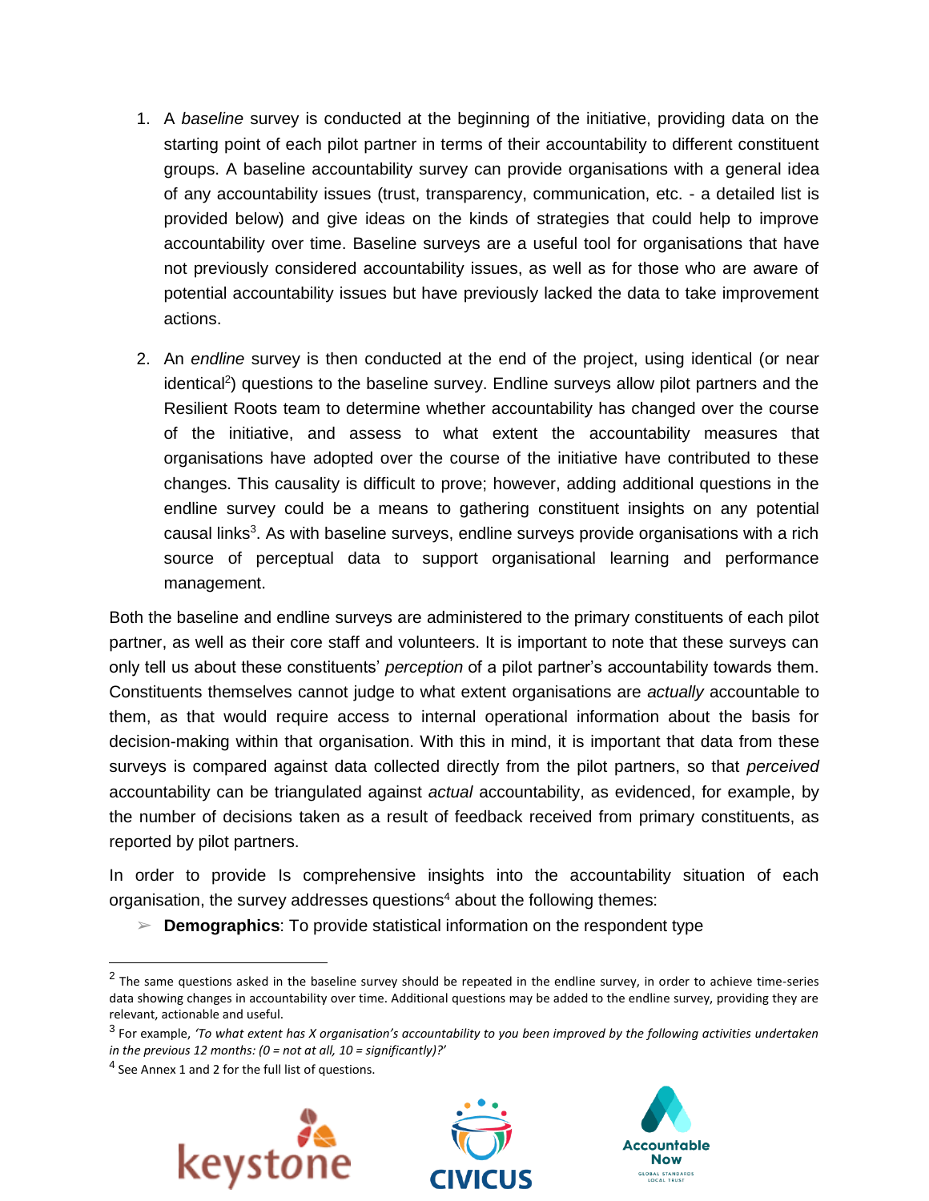1. A *baseline* survey is conducted at the beginning of the initiative, providing data on the starting point of each pilot partner in terms of their accountability to different constituent groups. A baseline accountability survey can provide organisations with a general idea of any accountability issues (trust, transparency, communication, etc. - a detailed list is provided below) and give ideas on the kinds of strategies that could help to improve accountability over time. Baseline surveys are a useful tool for organisations that have not previously considered accountability issues, as well as for those who are aware of potential accountability issues but have previously lacked the data to take improvement actions.

2. An *endline* survey is then conducted at the end of the project, using identical (or near identical[2]) questions to the baseline survey. Endline surveys allow pilot partners and the Resilient Roots team to determine whether accountability has changed over the course of the initiative, and assess to what extent the accountability measures that organisations have adopted over the course of the initiative have contributed to these changes. This causality is difficult to prove; however, adding additional questions in the endline survey could be a means to gathering constituent insights on any potential causal links[3]. As with baseline surveys, endline surveys provide organisations with a rich source of perceptual data to support organisational learning and performance management.

Both the baseline and endline surveys are administered to the primary constituents of each pilot partner, as well as their core staff and volunteers. It is important to note that these surveys can only tell us about these constituents' *perception* of a pilot partner's accountability towards them. Constituents themselves cannot judge to what extent organisations are *actually* accountable to them, as that would require access to internal operational information about the basis for decision-making within that organisation. With this in mind, it is important that data from these surveys is compared against data collected directly from the pilot partners, so that *perceived* accountability can be triangulated against *actual* accountability, as evidenced, for example, by the number of decisions taken as a result of feedback received from primary constituents, as reported by pilot partners.

In order to provide Is comprehensive insights into the accountability situation of each organisation, the survey addresses questions[4] about the following themes:

➢ **Demographics**: To provide statistical information on the respondent type

---

[2] The same questions asked in the baseline survey should be repeated in the endline survey, in order to achieve time-series data showing changes in accountability over time. Additional questions may be added to the endline survey, providing they are relevant, actionable and useful.

[3] For example, *'To what extent has X organisation's accountability to you been improved by the following activities undertaken in the previous 12 months: (0 = not at all, 10 = significantly)?'*

[4] See Annex 1 and 2 for the full list of questions.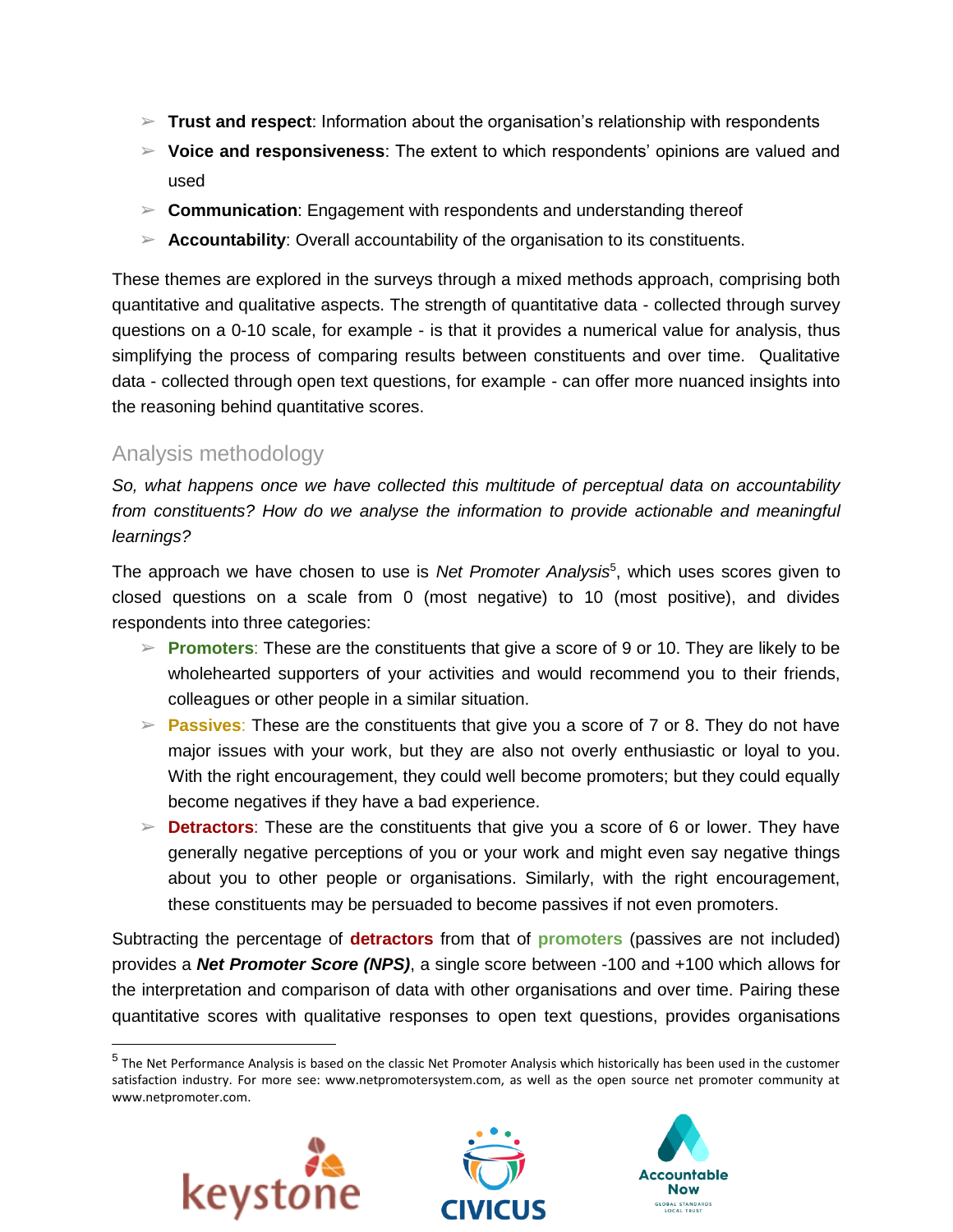- **Trust and respect**: Information about the organisation's relationship with respondents
- **Voice and responsiveness**: The extent to which respondents' opinions are valued and used
- **Communication**: Engagement with respondents and understanding thereof
- **Accountability**: Overall accountability of the organisation to its constituents.

These themes are explored in the surveys through a mixed methods approach, comprising both quantitative and qualitative aspects. The strength of quantitative data - collected through survey questions on a 0-10 scale, for example - is that it provides a numerical value for analysis, thus simplifying the process of comparing results between constituents and over time. Qualitative data - collected through open text questions, for example - can offer more nuanced insights into the reasoning behind quantitative scores.

## Analysis methodology

*So, what happens once we have collected this multitude of perceptual data on accountability from constituents? How do we analyse the information to provide actionable and meaningful learnings?*

The approach we have chosen to use is *Net Promoter Analysis*[5], which uses scores given to closed questions on a scale from 0 (most negative) to 10 (most positive), and divides respondents into three categories:

- **Promoters**: These are the constituents that give a score of 9 or 10. They are likely to be wholehearted supporters of your activities and would recommend you to their friends, colleagues or other people in a similar situation.
- **Passives**: These are the constituents that give you a score of 7 or 8. They do not have major issues with your work, but they are also not overly enthusiastic or loyal to you. With the right encouragement, they could well become promoters; but they could equally become negatives if they have a bad experience.
- **Detractors**: These are the constituents that give you a score of 6 or lower. They have generally negative perceptions of you or your work and might even say negative things about you to other people or organisations. Similarly, with the right encouragement, these constituents may be persuaded to become passives if not even promoters.

Subtracting the percentage of **detractors** from that of **promoters** (passives are not included) provides a ***Net Promoter Score (NPS)***, a single score between -100 and +100 which allows for the interpretation and comparison of data with other organisations and over time. Pairing these quantitative scores with qualitative responses to open text questions, provides organisations

---

[5] The Net Performance Analysis is based on the classic Net Promoter Analysis which historically has been used in the customer satisfaction industry. For more see: www.netpromotersystem.com, as well as the open source net promoter community at www.netpromoter.com.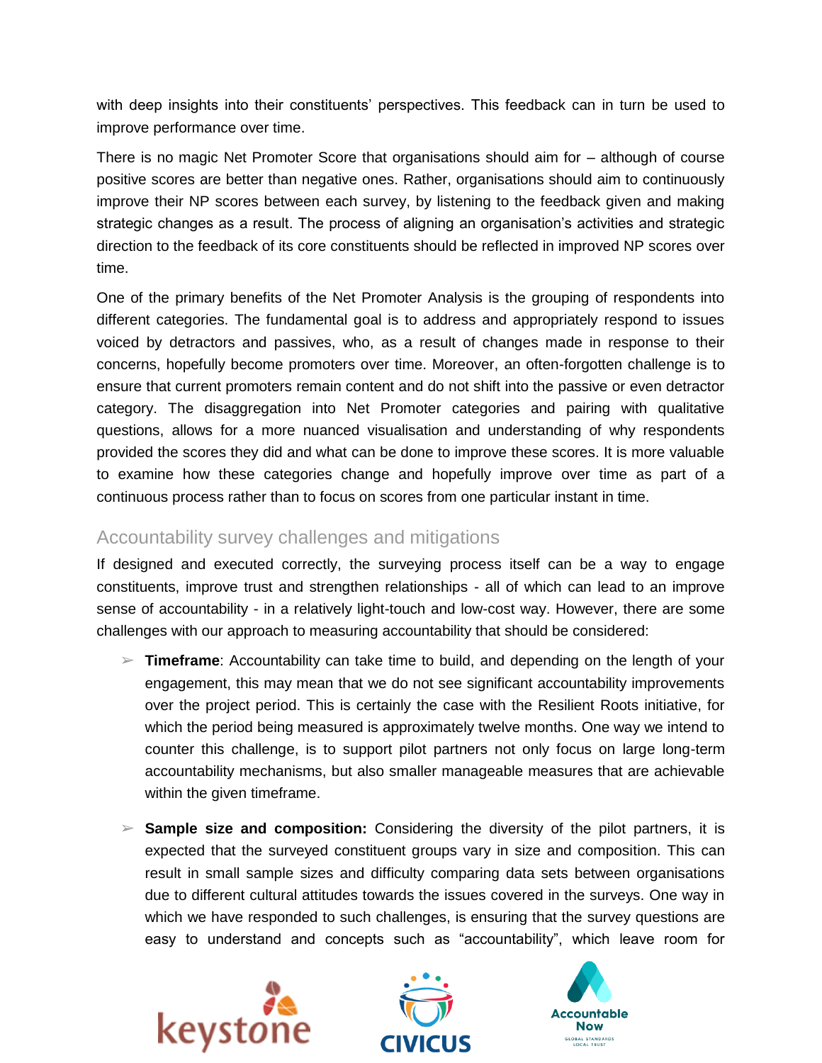with deep insights into their constituents' perspectives. This feedback can in turn be used to improve performance over time.

There is no magic Net Promoter Score that organisations should aim for – although of course positive scores are better than negative ones. Rather, organisations should aim to continuously improve their NP scores between each survey, by listening to the feedback given and making strategic changes as a result. The process of aligning an organisation's activities and strategic direction to the feedback of its core constituents should be reflected in improved NP scores over time.

One of the primary benefits of the Net Promoter Analysis is the grouping of respondents into different categories. The fundamental goal is to address and appropriately respond to issues voiced by detractors and passives, who, as a result of changes made in response to their concerns, hopefully become promoters over time. Moreover, an often-forgotten challenge is to ensure that current promoters remain content and do not shift into the passive or even detractor category. The disaggregation into Net Promoter categories and pairing with qualitative questions, allows for a more nuanced visualisation and understanding of why respondents provided the scores they did and what can be done to improve these scores. It is more valuable to examine how these categories change and hopefully improve over time as part of a continuous process rather than to focus on scores from one particular instant in time.

## Accountability survey challenges and mitigations

If designed and executed correctly, the surveying process itself can be a way to engage constituents, improve trust and strengthen relationships - all of which can lead to an improve sense of accountability - in a relatively light-touch and low-cost way. However, there are some challenges with our approach to measuring accountability that should be considered:

- **Timeframe**: Accountability can take time to build, and depending on the length of your engagement, this may mean that we do not see significant accountability improvements over the project period. This is certainly the case with the Resilient Roots initiative, for which the period being measured is approximately twelve months. One way we intend to counter this challenge, is to support pilot partners not only focus on large long-term accountability mechanisms, but also smaller manageable measures that are achievable within the given timeframe.

- **Sample size and composition:** Considering the diversity of the pilot partners, it is expected that the surveyed constituent groups vary in size and composition. This can result in small sample sizes and difficulty comparing data sets between organisations due to different cultural attitudes towards the issues covered in the surveys. One way in which we have responded to such challenges, is ensuring that the survey questions are easy to understand and concepts such as "accountability", which leave room for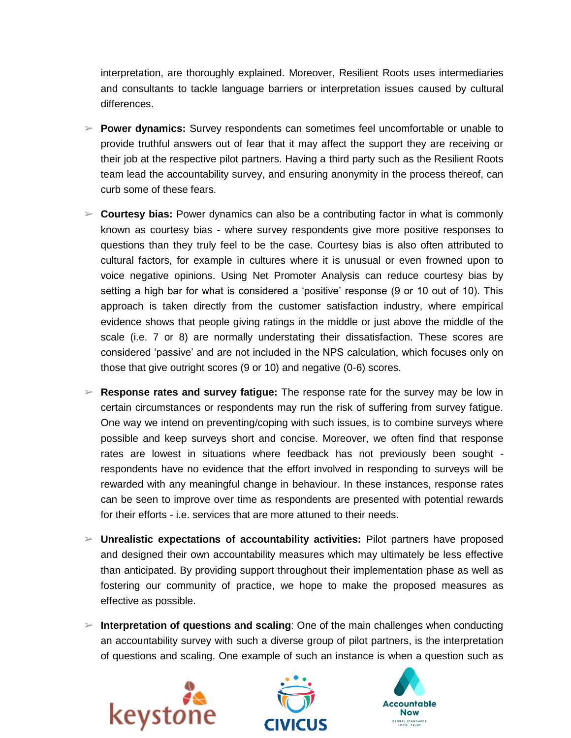interpretation, are thoroughly explained. Moreover, Resilient Roots uses intermediaries and consultants to tackle language barriers or interpretation issues caused by cultural differences.

- **Power dynamics:** Survey respondents can sometimes feel uncomfortable or unable to provide truthful answers out of fear that it may affect the support they are receiving or their job at the respective pilot partners. Having a third party such as the Resilient Roots team lead the accountability survey, and ensuring anonymity in the process thereof, can curb some of these fears.

- **Courtesy bias:** Power dynamics can also be a contributing factor in what is commonly known as courtesy bias - where survey respondents give more positive responses to questions than they truly feel to be the case. Courtesy bias is also often attributed to cultural factors, for example in cultures where it is unusual or even frowned upon to voice negative opinions. Using Net Promoter Analysis can reduce courtesy bias by setting a high bar for what is considered a 'positive' response (9 or 10 out of 10). This approach is taken directly from the customer satisfaction industry, where empirical evidence shows that people giving ratings in the middle or just above the middle of the scale (i.e. 7 or 8) are normally understating their dissatisfaction. These scores are considered 'passive' and are not included in the NPS calculation, which focuses only on those that give outright scores (9 or 10) and negative (0-6) scores.

- **Response rates and survey fatigue:** The response rate for the survey may be low in certain circumstances or respondents may run the risk of suffering from survey fatigue. One way we intend on preventing/coping with such issues, is to combine surveys where possible and keep surveys short and concise. Moreover, we often find that response rates are lowest in situations where feedback has not previously been sought - respondents have no evidence that the effort involved in responding to surveys will be rewarded with any meaningful change in behaviour. In these instances, response rates can be seen to improve over time as respondents are presented with potential rewards for their efforts - i.e. services that are more attuned to their needs.

- **Unrealistic expectations of accountability activities:** Pilot partners have proposed and designed their own accountability measures which may ultimately be less effective than anticipated. By providing support throughout their implementation phase as well as fostering our community of practice, we hope to make the proposed measures as effective as possible.

- **Interpretation of questions and scaling**: One of the main challenges when conducting an accountability survey with such a diverse group of pilot partners, is the interpretation of questions and scaling. One example of such an instance is when a question such as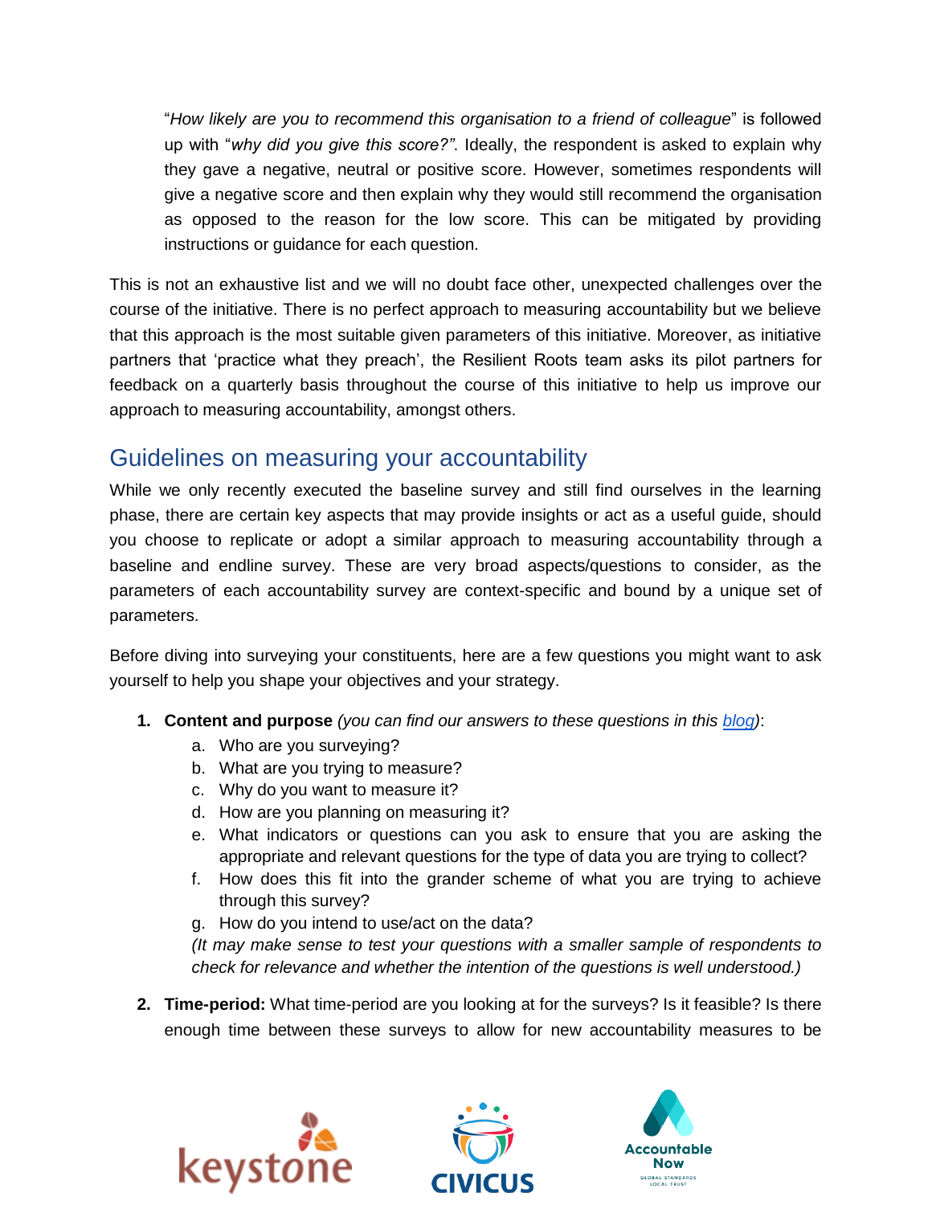"*How likely are you to recommend this organisation to a friend of colleague*" is followed up with "*why did you give this score?"*. Ideally, the respondent is asked to explain why they gave a negative, neutral or positive score. However, sometimes respondents will give a negative score and then explain why they would still recommend the organisation as opposed to the reason for the low score. This can be mitigated by providing instructions or guidance for each question.

This is not an exhaustive list and we will no doubt face other, unexpected challenges over the course of the initiative. There is no perfect approach to measuring accountability but we believe that this approach is the most suitable given parameters of this initiative. Moreover, as initiative partners that 'practice what they preach', the Resilient Roots team asks its pilot partners for feedback on a quarterly basis throughout the course of this initiative to help us improve our approach to measuring accountability, amongst others.

## Guidelines on measuring your accountability

While we only recently executed the baseline survey and still find ourselves in the learning phase, there are certain key aspects that may provide insights or act as a useful guide, should you choose to replicate or adopt a similar approach to measuring accountability through a baseline and endline survey. These are very broad aspects/questions to consider, as the parameters of each accountability survey are context-specific and bound by a unique set of parameters.

Before diving into surveying your constituents, here are a few questions you might want to ask yourself to help you shape your objectives and your strategy.

1. **Content and purpose** *(you can find our answers to these questions in this blog)*:
   a. Who are you surveying?
   b. What are you trying to measure?
   c. Why do you want to measure it?
   d. How are you planning on measuring it?
   e. What indicators or questions can you ask to ensure that you are asking the appropriate and relevant questions for the type of data you are trying to collect?
   f. How does this fit into the grander scheme of what you are trying to achieve through this survey?
   g. How do you intend to use/act on the data?
   *(It may make sense to test your questions with a smaller sample of respondents to check for relevance and whether the intention of the questions is well understood.)*

2. **Time-period:** What time-period are you looking at for the surveys? Is it feasible? Is there enough time between these surveys to allow for new accountability measures to be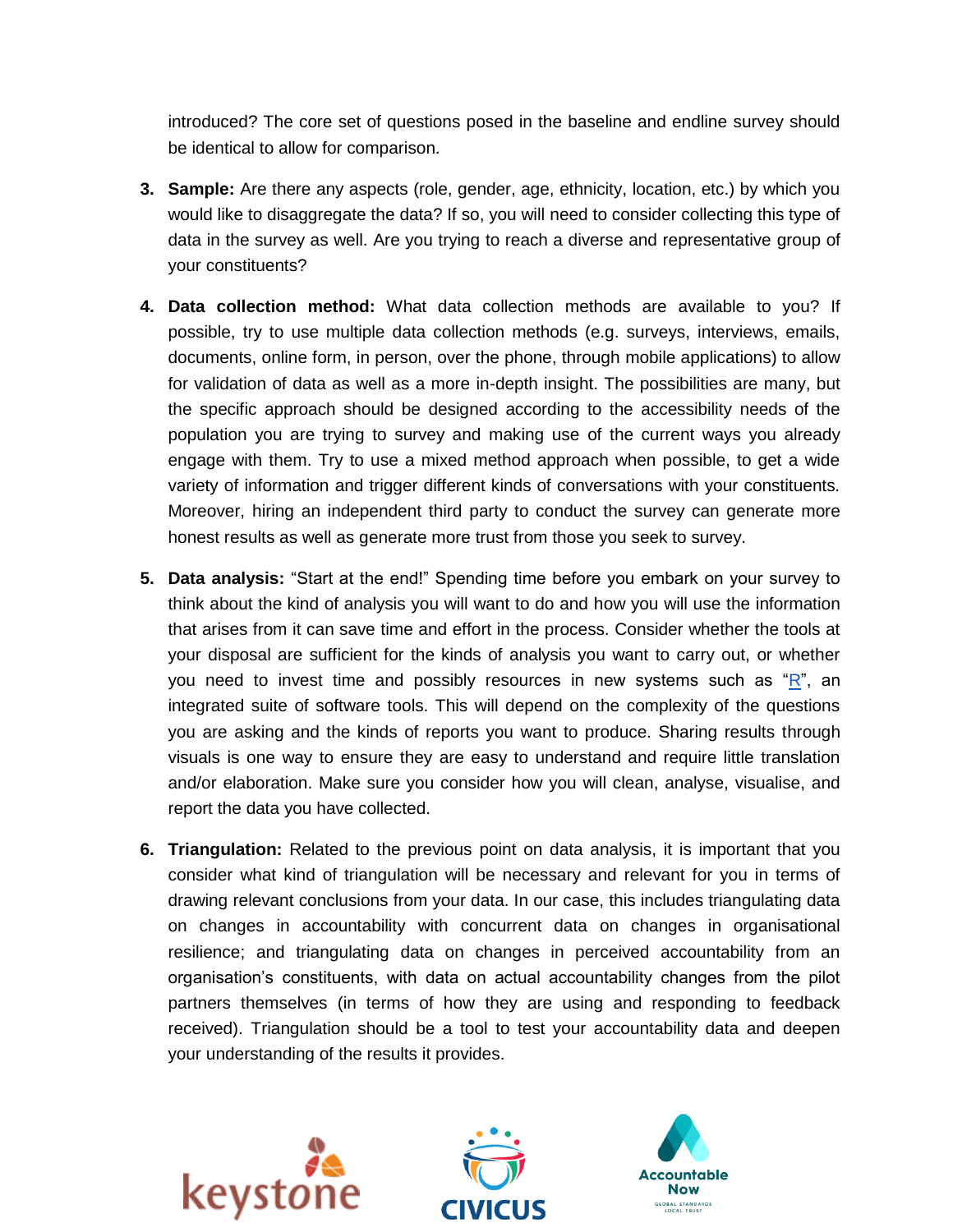introduced? The core set of questions posed in the baseline and endline survey should be identical to allow for comparison.

3. **Sample:** Are there any aspects (role, gender, age, ethnicity, location, etc.) by which you would like to disaggregate the data? If so, you will need to consider collecting this type of data in the survey as well. Are you trying to reach a diverse and representative group of your constituents?

4. **Data collection method:** What data collection methods are available to you? If possible, try to use multiple data collection methods (e.g. surveys, interviews, emails, documents, online form, in person, over the phone, through mobile applications) to allow for validation of data as well as a more in-depth insight. The possibilities are many, but the specific approach should be designed according to the accessibility needs of the population you are trying to survey and making use of the current ways you already engage with them. Try to use a mixed method approach when possible, to get a wide variety of information and trigger different kinds of conversations with your constituents. Moreover, hiring an independent third party to conduct the survey can generate more honest results as well as generate more trust from those you seek to survey.

5. **Data analysis:** "Start at the end!" Spending time before you embark on your survey to think about the kind of analysis you will want to do and how you will use the information that arises from it can save time and effort in the process. Consider whether the tools at your disposal are sufficient for the kinds of analysis you want to carry out, or whether you need to invest time and possibly resources in new systems such as "R", an integrated suite of software tools. This will depend on the complexity of the questions you are asking and the kinds of reports you want to produce. Sharing results through visuals is one way to ensure they are easy to understand and require little translation and/or elaboration. Make sure you consider how you will clean, analyse, visualise, and report the data you have collected.

6. **Triangulation:** Related to the previous point on data analysis, it is important that you consider what kind of triangulation will be necessary and relevant for you in terms of drawing relevant conclusions from your data. In our case, this includes triangulating data on changes in accountability with concurrent data on changes in organisational resilience; and triangulating data on changes in perceived accountability from an organisation's constituents, with data on actual accountability changes from the pilot partners themselves (in terms of how they are using and responding to feedback received). Triangulation should be a tool to test your accountability data and deepen your understanding of the results it provides.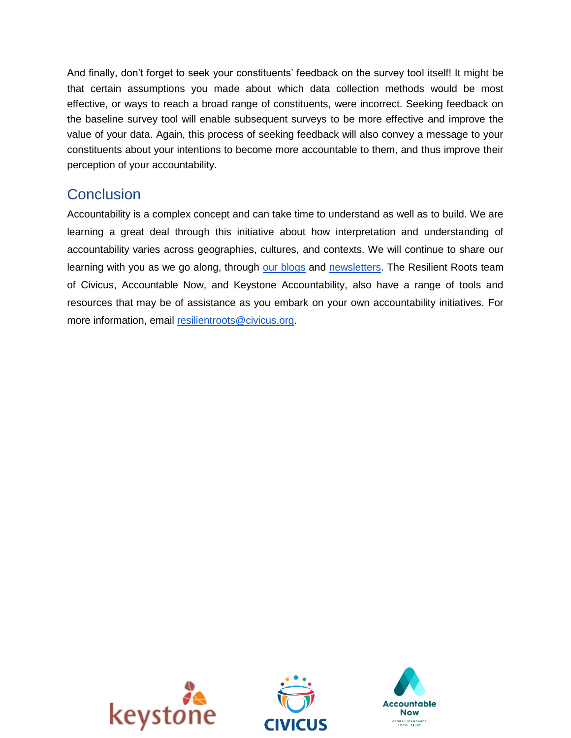And finally, don't forget to seek your constituents' feedback on the survey tool itself! It might be that certain assumptions you made about which data collection methods would be most effective, or ways to reach a broad range of constituents, were incorrect. Seeking feedback on the baseline survey tool will enable subsequent surveys to be more effective and improve the value of your data. Again, this process of seeking feedback will also convey a message to your constituents about your intentions to become more accountable to them, and thus improve their perception of your accountability.

## Conclusion

Accountability is a complex concept and can take time to understand as well as to build. We are learning a great deal through this initiative about how interpretation and understanding of accountability varies across geographies, cultures, and contexts. We will continue to share our learning with you as we go along, through our blogs and newsletters. The Resilient Roots team of Civicus, Accountable Now, and Keystone Accountability, also have a range of tools and resources that may be of assistance as you embark on your own accountability initiatives. For more information, email resilientroots@civicus.org.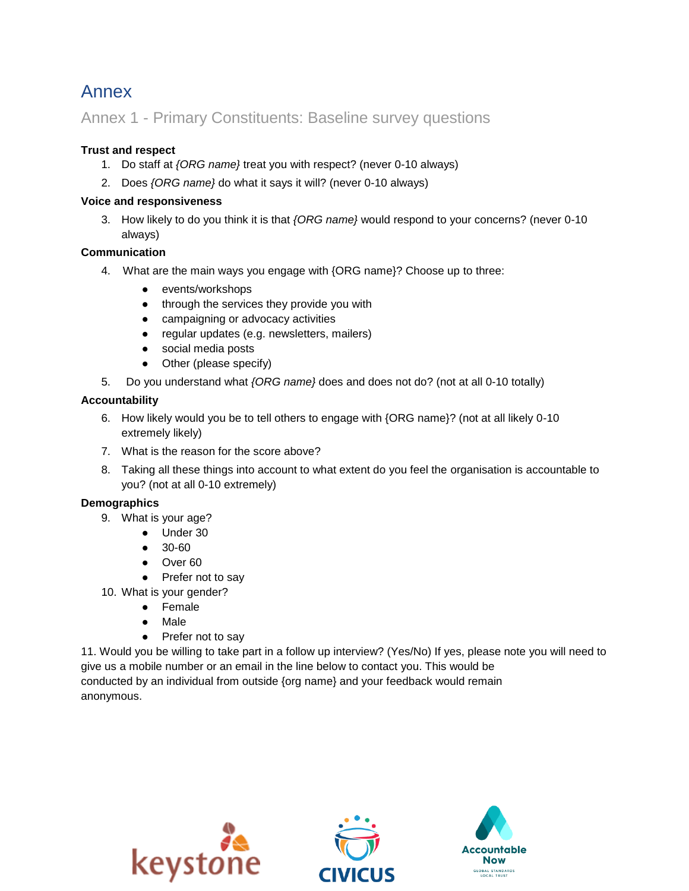# Annex

## Annex 1 - Primary Constituents: Baseline survey questions

**Trust and respect**

1. Do staff at *{ORG name}* treat you with respect? (never 0-10 always)
2. Does *{ORG name}* do what it says it will? (never 0-10 always)

**Voice and responsiveness**

3. How likely to do you think it is that *{ORG name}* would respond to your concerns? (never 0-10 always)

**Communication**

4. What are the main ways you engage with {ORG name}? Choose up to three:
   - events/workshops
   - through the services they provide you with
   - campaigning or advocacy activities
   - regular updates (e.g. newsletters, mailers)
   - social media posts
   - Other (please specify)
5. Do you understand what *{ORG name}* does and does not do? (not at all 0-10 totally)

**Accountability**

6. How likely would you be to tell others to engage with {ORG name}? (not at all likely 0-10 extremely likely)
7. What is the reason for the score above?
8. Taking all these things into account to what extent do you feel the organisation is accountable to you? (not at all 0-10 extremely)

**Demographics**

9. What is your age?
   - Under 30
   - 30-60
   - Over 60
   - Prefer not to say
10. What is your gender?
    - Female
    - Male
    - Prefer not to say

11. Would you be willing to take part in a follow up interview? (Yes/No) If yes, please note you will need to give us a mobile number or an email in the line below to contact you. This would be conducted by an individual from outside {org name} and your feedback would remain anonymous.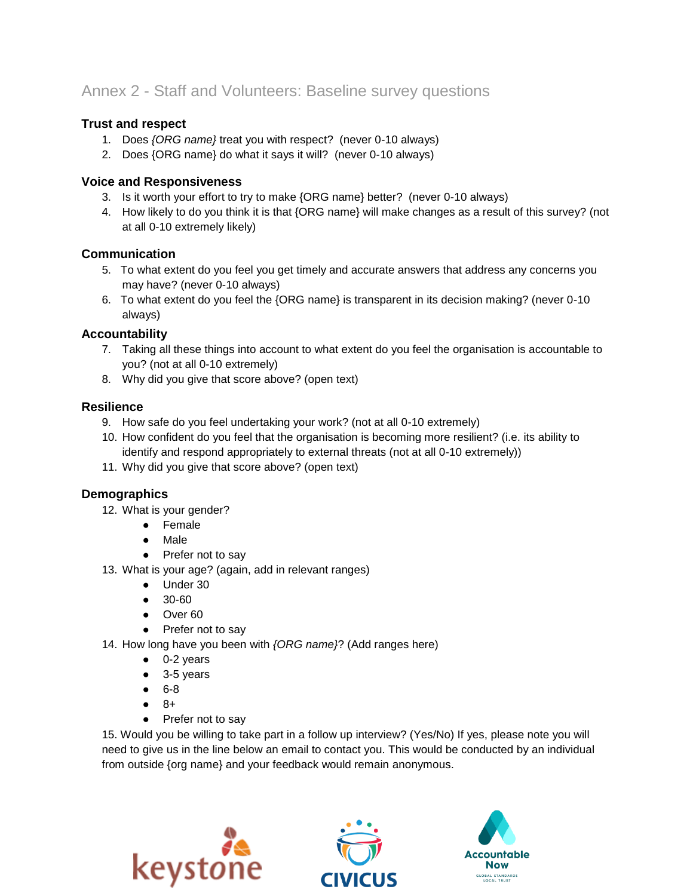## Annex 2 - Staff and Volunteers: Baseline survey questions

### Trust and respect

1. Does *{ORG name}* treat you with respect? (never 0-10 always)
2. Does {ORG name} do what it says it will? (never 0-10 always)

### Voice and Responsiveness

3. Is it worth your effort to try to make {ORG name} better? (never 0-10 always)
4. How likely to do you think it is that {ORG name} will make changes as a result of this survey? (not at all 0-10 extremely likely)

### Communication

5. To what extent do you feel you get timely and accurate answers that address any concerns you may have? (never 0-10 always)
6. To what extent do you feel the {ORG name} is transparent in its decision making? (never 0-10 always)

### Accountability

7. Taking all these things into account to what extent do you feel the organisation is accountable to you? (not at all 0-10 extremely)
8. Why did you give that score above? (open text)

### Resilience

9. How safe do you feel undertaking your work? (not at all 0-10 extremely)
10. How confident do you feel that the organisation is becoming more resilient? (i.e. its ability to identify and respond appropriately to external threats (not at all 0-10 extremely))
11. Why did you give that score above? (open text)

### Demographics

12. What is your gender?
    - Female
    - Male
    - Prefer not to say
13. What is your age? (again, add in relevant ranges)
    - Under 30
    - 30-60
    - Over 60
    - Prefer not to say
14. How long have you been with *{ORG name}*? (Add ranges here)
    - 0-2 years
    - 3-5 years
    - 6-8
    - 8+
    - Prefer not to say

15. Would you be willing to take part in a follow up interview? (Yes/No) If yes, please note you will need to give us in the line below an email to contact you. This would be conducted by an individual from outside {org name} and your feedback would remain anonymous.

keystone CIVICUS Accountable Now GLOBAL STANDARDS LOCAL TRUST